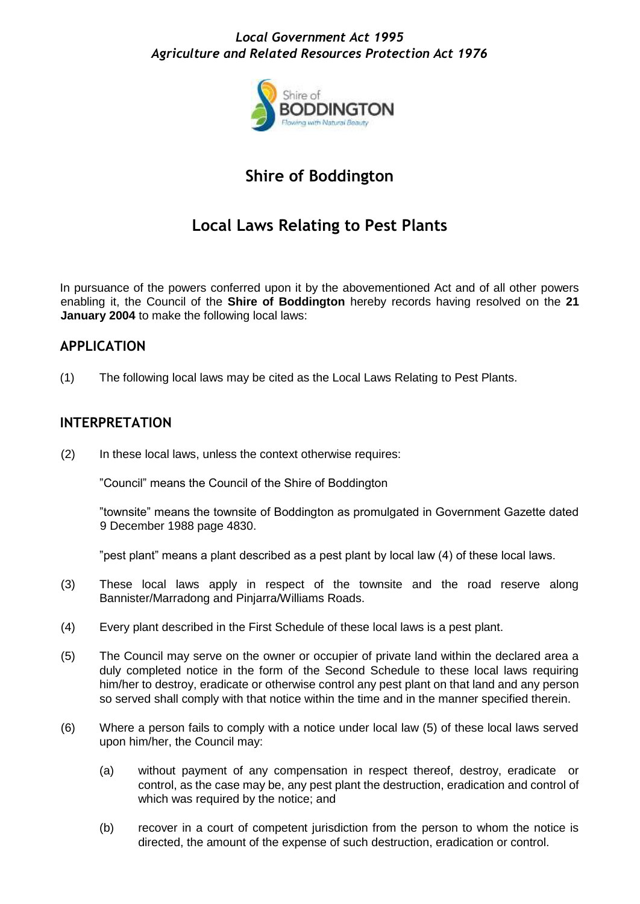*Local Government Act 1995*
*Agriculture and Related Resources Protection Act 1976*

# Shire of Boddington

# Local Laws Relating to Pest Plants

In pursuance of the powers conferred upon it by the abovementioned Act and of all other powers enabling it, the Council of the **Shire of Boddington** hereby records having resolved on the **21 January 2004** to make the following local laws:

## APPLICATION

(1) The following local laws may be cited as the Local Laws Relating to Pest Plants.

## INTERPRETATION

(2) In these local laws, unless the context otherwise requires:

"Council" means the Council of the Shire of Boddington

"townsite" means the townsite of Boddington as promulgated in Government Gazette dated 9 December 1988 page 4830.

"pest plant" means a plant described as a pest plant by local law (4) of these local laws.

(3) These local laws apply in respect of the townsite and the road reserve along Bannister/Marradong and Pinjarra/Williams Roads.

(4) Every plant described in the First Schedule of these local laws is a pest plant.

(5) The Council may serve on the owner or occupier of private land within the declared area a duly completed notice in the form of the Second Schedule to these local laws requiring him/her to destroy, eradicate or otherwise control any pest plant on that land and any person so served shall comply with that notice within the time and in the manner specified therein.

(6) Where a person fails to comply with a notice under local law (5) of these local laws served upon him/her, the Council may:

(a) without payment of any compensation in respect thereof, destroy, eradicate or control, as the case may be, any pest plant the destruction, eradication and control of which was required by the notice; and

(b) recover in a court of competent jurisdiction from the person to whom the notice is directed, the amount of the expense of such destruction, eradication or control.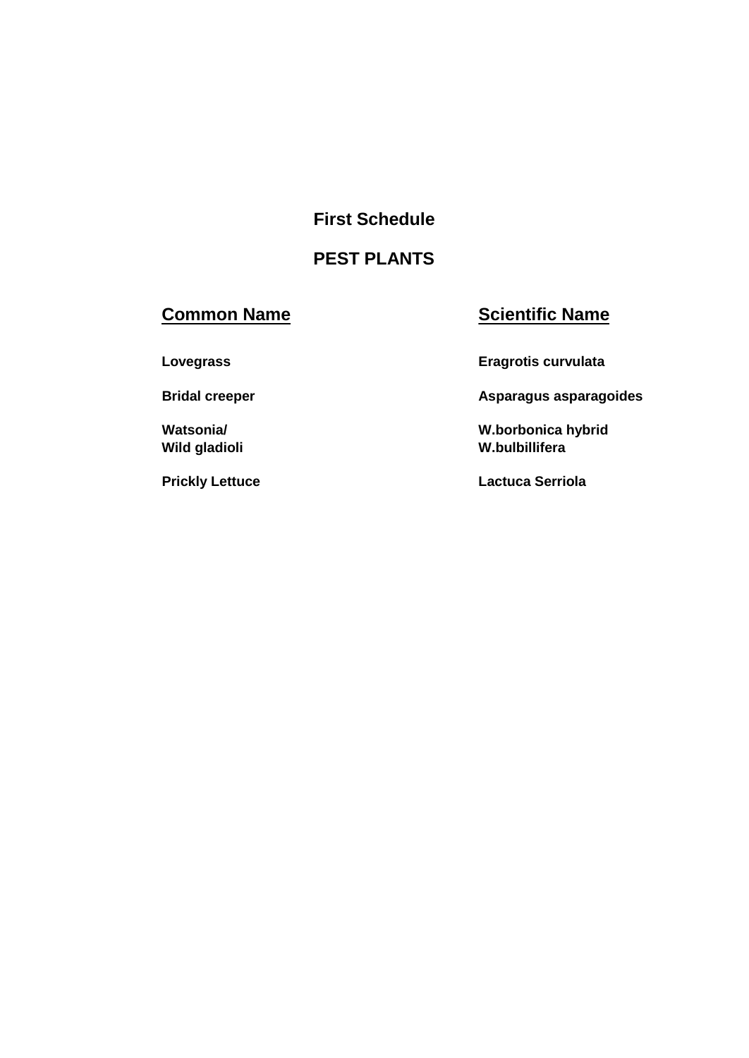## First Schedule

## PEST PLANTS

| Common Name | Scientific Name |
| --- | --- |
| **Lovegrass** | **Eragrotis curvulata** |
| **Bridal creeper** | **Asparagus asparagoides** |
| **Watsonia/ Wild gladioli** | **W.borbonica hybrid W.bulbillifera** |
| **Prickly Lettuce** | **Lactuca Serriola** |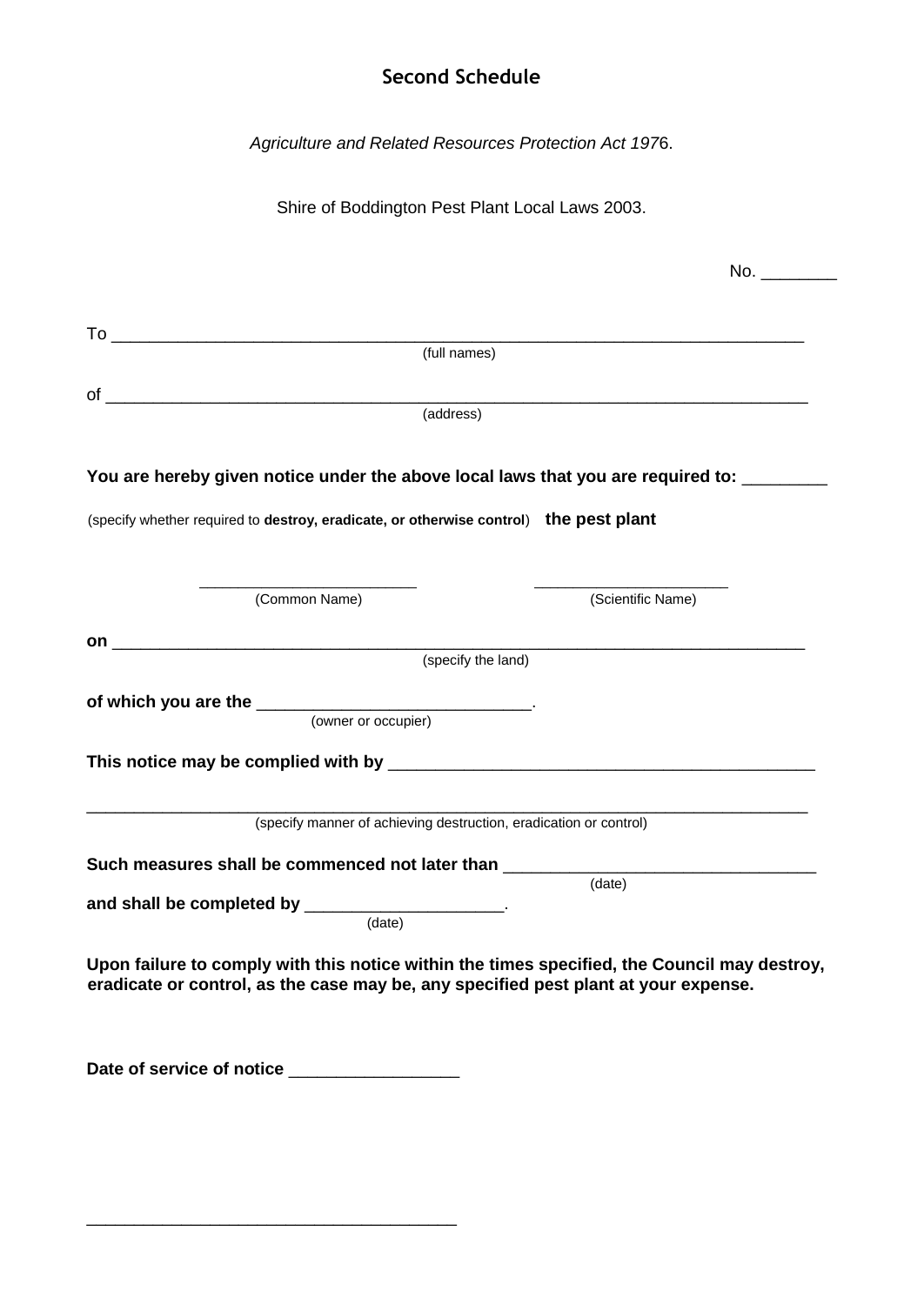## Second Schedule

*Agriculture and Related Resources Protection Act 197*6.

Shire of Boddington Pest Plant Local Laws 2003.

No. ________

To ___________________________________________________________________________
(full names)

of ___________________________________________________________________________
(address)

**You are hereby given notice under the above local laws that you are required to:** _________

(specify whether required to **destroy, eradicate, or otherwise control**) **the pest plant**

________________________ ______________________
(Common Name) (Scientific Name)

**on** ___________________________________________________________________________
(specify the land)

**of which you are the** _____________________________.
(owner or occupier)

**This notice may be complied with by** ______________________________________________

_______________________________________________________________________________
(specify manner of achieving destruction, eradication or control)

**Such measures shall be commenced not later than** _________________________________
(date)

**and shall be completed by** _____________________.
(date)

**Upon failure to comply with this notice within the times specified, the Council may destroy, eradicate or control, as the case may be, any specified pest plant at your expense.**

**Date of service of notice** _________________

_______________________________________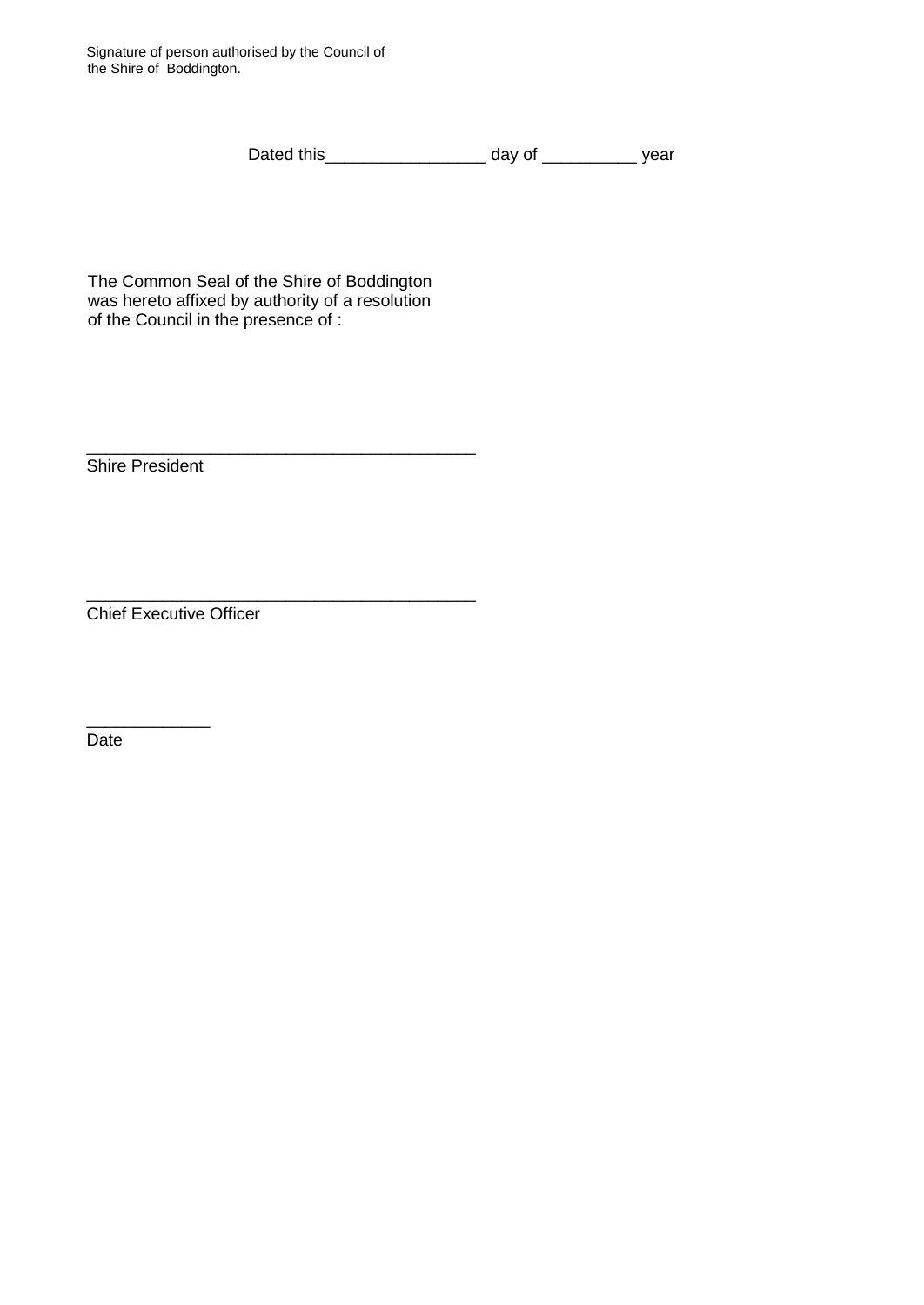Signature of person authorised by the Council of
the Shire of Boddington.

Dated this_________________ day of __________ year

The Common Seal of the Shire of Boddington
was hereto affixed by authority of a resolution
of the Council in the presence of :

_________________________________________
Shire President

_________________________________________
Chief Executive Officer

_____________
Date